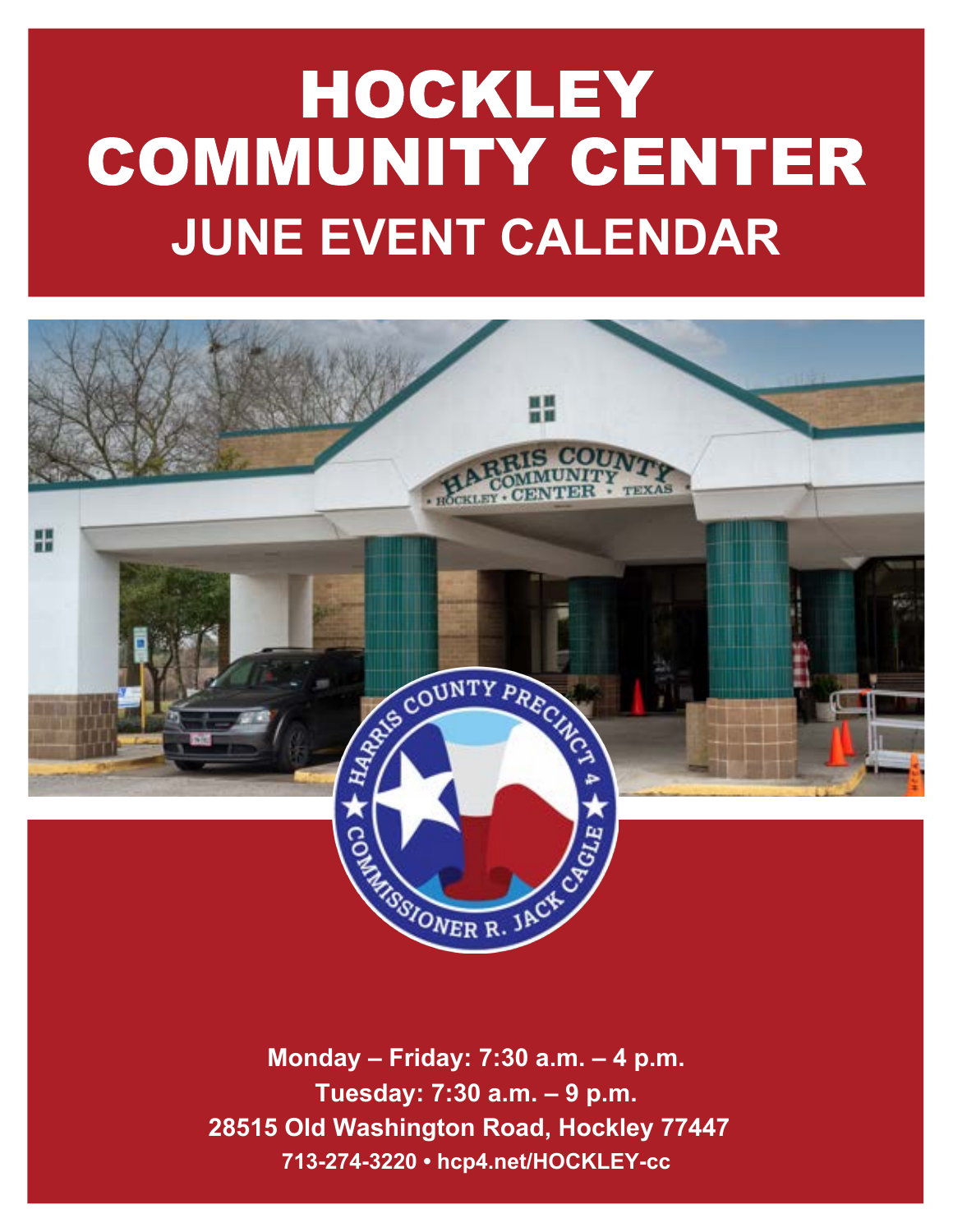# HOCKLEY COMMUNITY CENTER

## JUNE EVENT CALENDAR

**Monday – Friday: 7:30 a.m. – 4 p.m.**

**Tuesday: 7:30 a.m. – 9 p.m.**

**28515 Old Washington Road, Hockley 77447**

**713-274-3220 • hcp4.net/HOCKLEY-cc**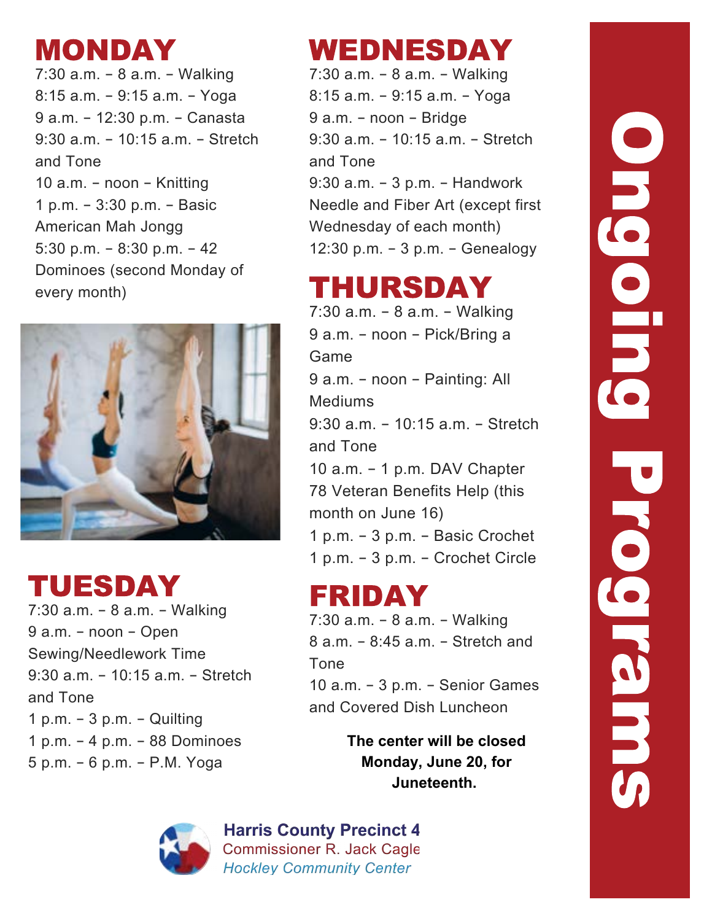# Ongoing Programs

## MONDAY

7:30 a.m. – 8 a.m. – Walking
8:15 a.m. – 9:15 a.m. – Yoga
9 a.m. – 12:30 p.m. – Canasta
9:30 a.m. – 10:15 a.m. – Stretch and Tone
10 a.m. – noon – Knitting
1 p.m. – 3:30 p.m. – Basic American Mah Jongg
5:30 p.m. – 8:30 p.m. – 42 Dominoes (second Monday of every month)

## TUESDAY

7:30 a.m. – 8 a.m. – Walking
9 a.m. – noon – Open Sewing/Needlework Time
9:30 a.m. – 10:15 a.m. – Stretch and Tone
1 p.m. – 3 p.m. – Quilting
1 p.m. – 4 p.m. – 88 Dominoes
5 p.m. – 6 p.m. – P.M. Yoga

## WEDNESDAY

7:30 a.m. – 8 a.m. – Walking
8:15 a.m. – 9:15 a.m. – Yoga
9 a.m. – noon – Bridge
9:30 a.m. – 10:15 a.m. – Stretch and Tone
9:30 a.m. – 3 p.m. – Handwork Needle and Fiber Art (except first Wednesday of each month)
12:30 p.m. – 3 p.m. – Genealogy

## THURSDAY

7:30 a.m. – 8 a.m. – Walking
9 a.m. – noon – Pick/Bring a Game
9 a.m. – noon – Painting: All Mediums
9:30 a.m. – 10:15 a.m. – Stretch and Tone
10 a.m. – 1 p.m. DAV Chapter 78 Veteran Benefits Help (this month on June 16)
1 p.m. – 3 p.m. – Basic Crochet
1 p.m. – 3 p.m. – Crochet Circle

## FRIDAY

7:30 a.m. – 8 a.m. – Walking
8 a.m. – 8:45 a.m. – Stretch and Tone
10 a.m. – 3 p.m. – Senior Games and Covered Dish Luncheon

**The center will be closed Monday, June 20, for Juneteenth.**

**Harris County Precinct 4**
Commissioner R. Jack Cagle
*Hockley Community Center*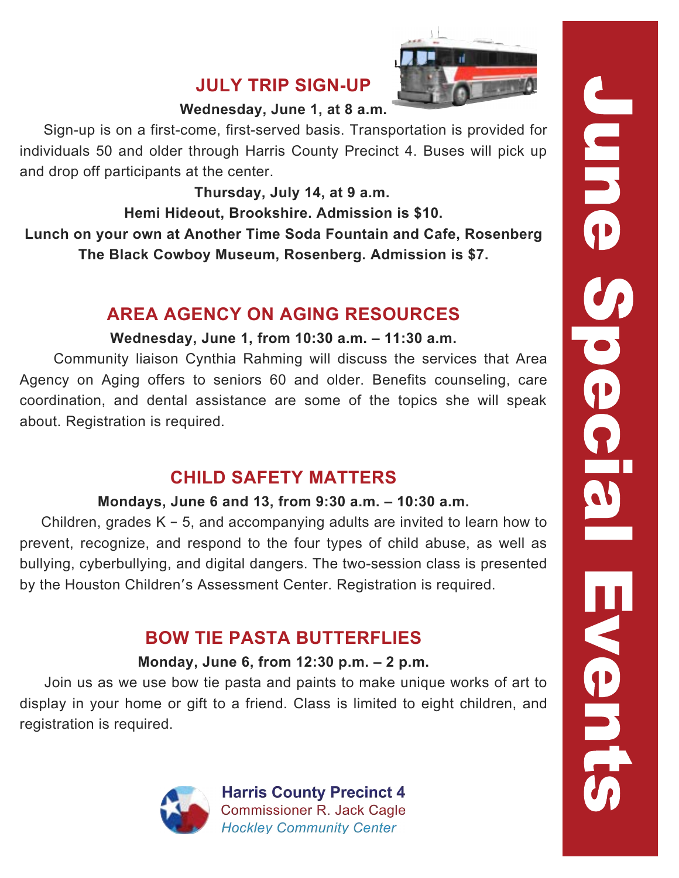# June Special Events

## JULY TRIP SIGN-UP

**Wednesday, June 1, at 8 a.m.**

Sign-up is on a first-come, first-served basis. Transportation is provided for individuals 50 and older through Harris County Precinct 4. Buses will pick up and drop off participants at the center.

**Thursday, July 14, at 9 a.m.**
**Hemi Hideout, Brookshire. Admission is $10.**
**Lunch on your own at Another Time Soda Fountain and Cafe, Rosenberg**
**The Black Cowboy Museum, Rosenberg. Admission is $7.**

## AREA AGENCY ON AGING RESOURCES

**Wednesday, June 1, from 10:30 a.m. – 11:30 a.m.**

Community liaison Cynthia Rahming will discuss the services that Area Agency on Aging offers to seniors 60 and older. Benefits counseling, care coordination, and dental assistance are some of the topics she will speak about. Registration is required.

## CHILD SAFETY MATTERS

**Mondays, June 6 and 13, from 9:30 a.m. – 10:30 a.m.**

Children, grades K – 5, and accompanying adults are invited to learn how to prevent, recognize, and respond to the four types of child abuse, as well as bullying, cyberbullying, and digital dangers. The two-session class is presented by the Houston Children's Assessment Center. Registration is required.

## BOW TIE PASTA BUTTERFLIES

**Monday, June 6, from 12:30 p.m. – 2 p.m.**

Join us as we use bow tie pasta and paints to make unique works of art to display in your home or gift to a friend. Class is limited to eight children, and registration is required.

**Harris County Precinct 4**
Commissioner R. Jack Cagle
*Hockley Community Center*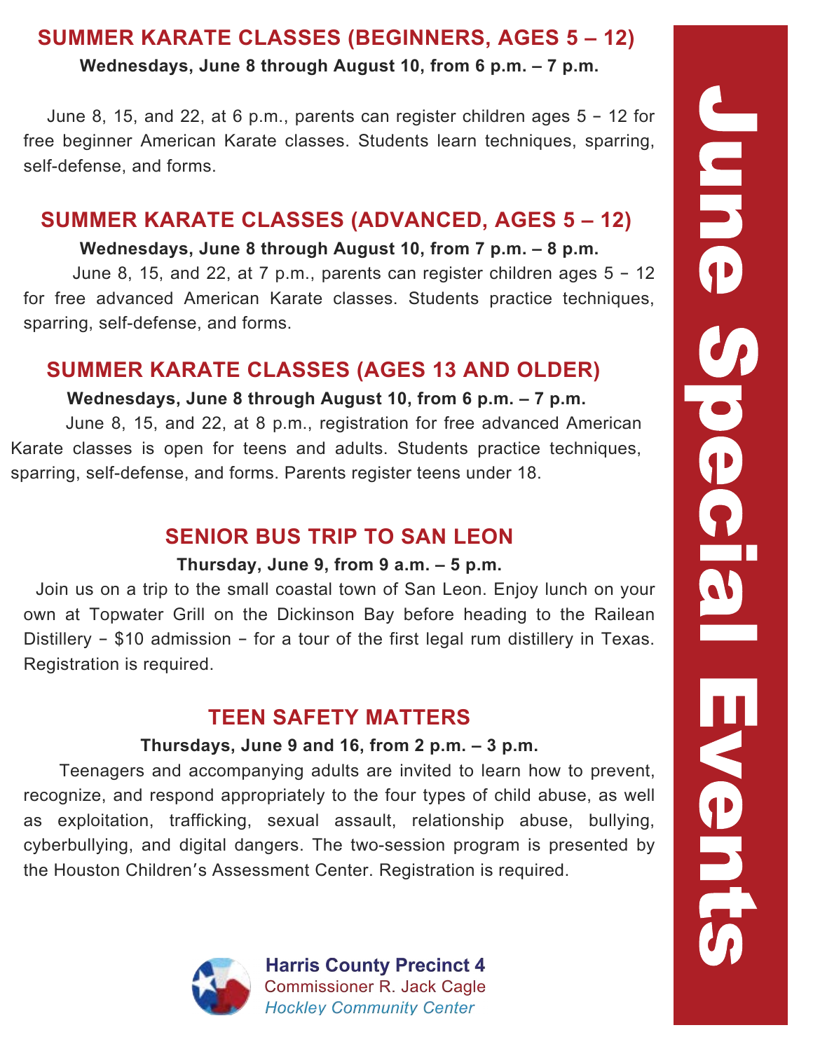# June Special Events

## SUMMER KARATE CLASSES (BEGINNERS, AGES 5 – 12)

**Wednesdays, June 8 through August 10, from 6 p.m. – 7 p.m.**

June 8, 15, and 22, at 6 p.m., parents can register children ages 5 – 12 for free beginner American Karate classes. Students learn techniques, sparring, self-defense, and forms.

## SUMMER KARATE CLASSES (ADVANCED, AGES 5 – 12)

**Wednesdays, June 8 through August 10, from 7 p.m. – 8 p.m.**

June 8, 15, and 22, at 7 p.m., parents can register children ages 5 – 12 for free advanced American Karate classes. Students practice techniques, sparring, self-defense, and forms.

## SUMMER KARATE CLASSES (AGES 13 AND OLDER)

**Wednesdays, June 8 through August 10, from 6 p.m. – 7 p.m.**

June 8, 15, and 22, at 8 p.m., registration for free advanced American Karate classes is open for teens and adults. Students practice techniques, sparring, self-defense, and forms. Parents register teens under 18.

## SENIOR BUS TRIP TO SAN LEON

**Thursday, June 9, from 9 a.m. – 5 p.m.**

Join us on a trip to the small coastal town of San Leon. Enjoy lunch on your own at Topwater Grill on the Dickinson Bay before heading to the Railean Distillery – $10 admission – for a tour of the first legal rum distillery in Texas. Registration is required.

## TEEN SAFETY MATTERS

**Thursdays, June 9 and 16, from 2 p.m. – 3 p.m.**

Teenagers and accompanying adults are invited to learn how to prevent, recognize, and respond appropriately to the four types of child abuse, as well as exploitation, trafficking, sexual assault, relationship abuse, bullying, cyberbullying, and digital dangers. The two-session program is presented by the Houston Children's Assessment Center. Registration is required.

**Harris County Precinct 4**
Commissioner R. Jack Cagle
*Hockley Community Center*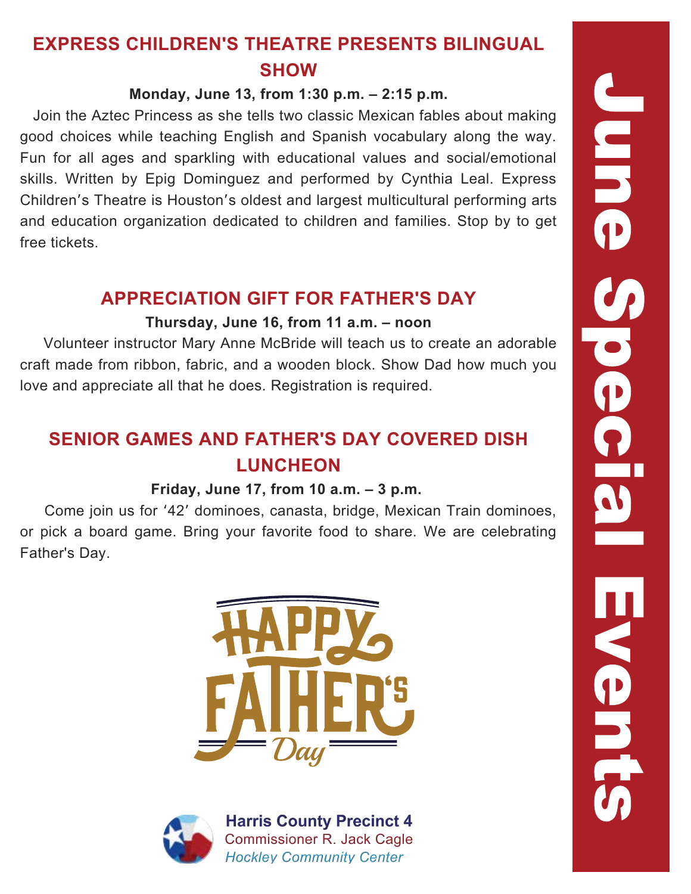# June Special Events

## EXPRESS CHILDREN'S THEATRE PRESENTS BILINGUAL SHOW

**Monday, June 13, from 1:30 p.m. – 2:15 p.m.**

Join the Aztec Princess as she tells two classic Mexican fables about making good choices while teaching English and Spanish vocabulary along the way. Fun for all ages and sparkling with educational values and social/emotional skills. Written by Epig Dominguez and performed by Cynthia Leal. Express Children's Theatre is Houston's oldest and largest multicultural performing arts and education organization dedicated to children and families. Stop by to get free tickets.

## APPRECIATION GIFT FOR FATHER'S DAY

**Thursday, June 16, from 11 a.m. – noon**

Volunteer instructor Mary Anne McBride will teach us to create an adorable craft made from ribbon, fabric, and a wooden block. Show Dad how much you love and appreciate all that he does. Registration is required.

## SENIOR GAMES AND FATHER'S DAY COVERED DISH LUNCHEON

**Friday, June 17, from 10 a.m. – 3 p.m.**

Come join us for '42' dominoes, canasta, bridge, Mexican Train dominoes, or pick a board game. Bring your favorite food to share. We are celebrating Father's Day.

HAPPY FATHER'S Day

**Harris County Precinct 4**
Commissioner R. Jack Cagle
*Hockley Community Center*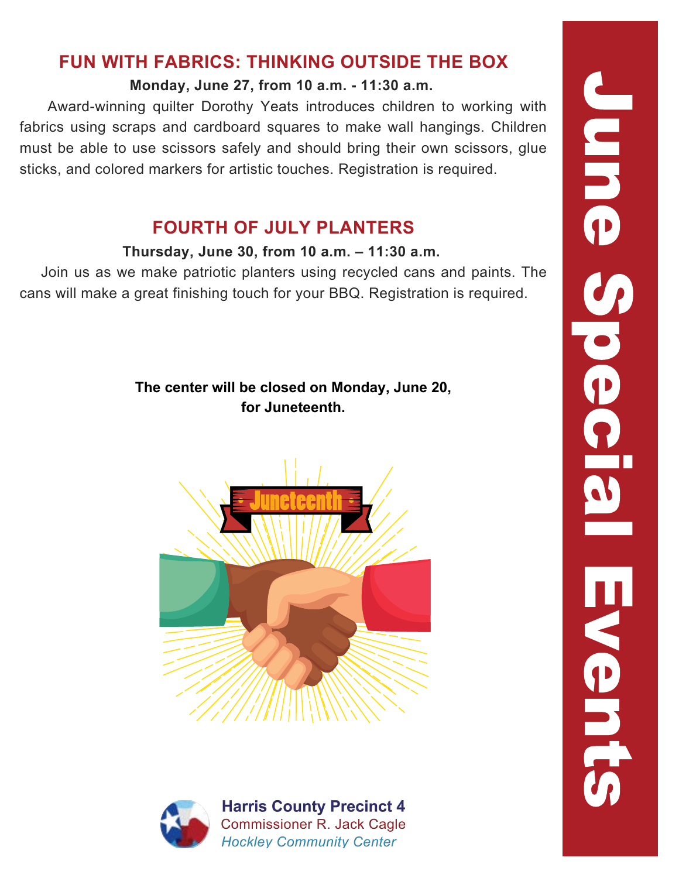# June Special Events

## FUN WITH FABRICS: THINKING OUTSIDE THE BOX

**Monday, June 27, from 10 a.m. - 11:30 a.m.**

Award-winning quilter Dorothy Yeats introduces children to working with fabrics using scraps and cardboard squares to make wall hangings. Children must be able to use scissors safely and should bring their own scissors, glue sticks, and colored markers for artistic touches. Registration is required.

## FOURTH OF JULY PLANTERS

**Thursday, June 30, from 10 a.m. – 11:30 a.m.**

Join us as we make patriotic planters using recycled cans and paints. The cans will make a great finishing touch for your BBQ. Registration is required.

**The center will be closed on Monday, June 20, for Juneteenth.**

Juneteenth

**Harris County Precinct 4**
Commissioner R. Jack Cagle
*Hockley Community Center*